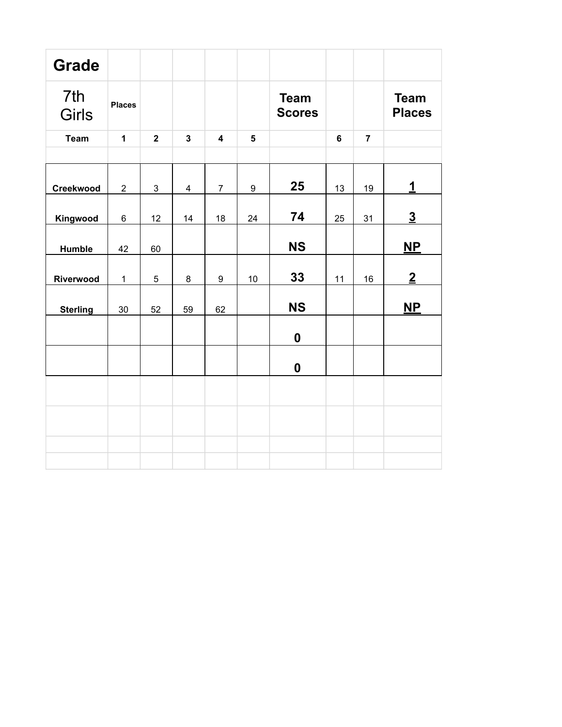| Grade | | | | | | | | | |
|---|---|---|---|---|---|---|---|---|---|
| 7th Girls | Places | | | | | Team Scores | | | Team Places |
| Team | 1 | 2 | 3 | 4 | 5 | | 6 | 7 | |
| | | | | | | | | | |
| Creekwood | 2 | 3 | 4 | 7 | 9 | **25** | 13 | 19 | **1** |
| Kingwood | 6 | 12 | 14 | 18 | 24 | **74** | 25 | 31 | **3** |
| Humble | 42 | 60 | | | | **NS** | | | **NP** |
| Riverwood | 1 | 5 | 8 | 9 | 10 | **33** | 11 | 16 | **2** |
| Sterling | 30 | 52 | 59 | 62 | | **NS** | | | **NP** |
| | | | | | | **0** | | | |
| | | | | | | **0** | | | |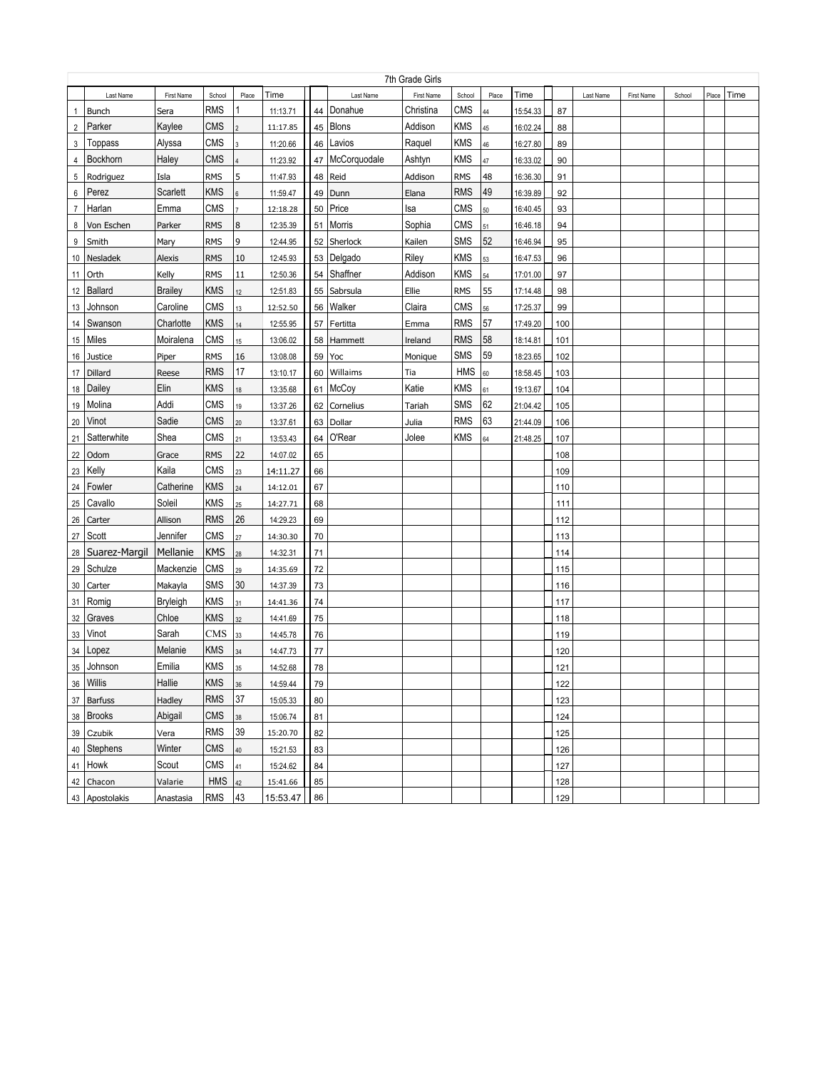# 7th Grade Girls

| | Last Name | First Name | School | Place | Time | | Last Name | First Name | School | Place | Time | | Last Name | First Name | School | Place | Time |
|---|---|---|---|---|---|---|---|---|---|---|---|---|---|---|---|---|---|
| 1 | Bunch | Sera | RMS | 1 | 11:13.71 | 44 | Donahue | Christina | CMS | 44 | 15:54.33 | 87 | | | | | |
| 2 | Parker | Kaylee | CMS | 2 | 11:17.85 | 45 | Blons | Addison | KMS | 45 | 16:02.24 | 88 | | | | | |
| 3 | Toppass | Alyssa | CMS | 3 | 11:20.66 | 46 | Lavios | Raquel | KMS | 46 | 16:27.80 | 89 | | | | | |
| 4 | Bockhorn | Haley | CMS | 4 | 11:23.92 | 47 | McCorquodale | Ashtyn | KMS | 47 | 16:33.02 | 90 | | | | | |
| 5 | Rodriguez | Isla | RMS | 5 | 11:47.93 | 48 | Reid | Addison | RMS | 48 | 16:36.30 | 91 | | | | | |
| 6 | Perez | Scarlett | KMS | 6 | 11:59.47 | 49 | Dunn | Elana | RMS | 49 | 16:39.89 | 92 | | | | | |
| 7 | Harlan | Emma | CMS | 7 | 12:18.28 | 50 | Price | Isa | CMS | 50 | 16:40.45 | 93 | | | | | |
| 8 | Von Eschen | Parker | RMS | 8 | 12:35.39 | 51 | Morris | Sophia | CMS | 51 | 16:46.18 | 94 | | | | | |
| 9 | Smith | Mary | RMS | 9 | 12:44.95 | 52 | Sherlock | Kailen | SMS | 52 | 16:46.94 | 95 | | | | | |
| 10 | Nesladek | Alexis | RMS | 10 | 12:45.93 | 53 | Delgado | Riley | KMS | 53 | 16:47.53 | 96 | | | | | |
| 11 | Orth | Kelly | RMS | 11 | 12:50.36 | 54 | Shaffner | Addison | KMS | 54 | 17:01.00 | 97 | | | | | |
| 12 | Ballard | Brailey | KMS | 12 | 12:51.83 | 55 | Sabrsula | Ellie | RMS | 55 | 17:14.48 | 98 | | | | | |
| 13 | Johnson | Caroline | CMS | 13 | 12:52.50 | 56 | Walker | Claira | CMS | 56 | 17:25.37 | 99 | | | | | |
| 14 | Swanson | Charlotte | KMS | 14 | 12:55.95 | 57 | Fertitta | Emma | RMS | 57 | 17:49.20 | 100 | | | | | |
| 15 | Miles | Moiralena | CMS | 15 | 13:06.02 | 58 | Hammett | Ireland | RMS | 58 | 18:14.81 | 101 | | | | | |
| 16 | Justice | Piper | RMS | 16 | 13:08.08 | 59 | Yoc | Monique | SMS | 59 | 18:23.65 | 102 | | | | | |
| 17 | Dillard | Reese | RMS | 17 | 13:10.17 | 60 | Willaims | Tia | HMS | 60 | 18:58.45 | 103 | | | | | |
| 18 | Dailey | Elin | KMS | 18 | 13:35.68 | 61 | McCoy | Katie | KMS | 61 | 19:13.67 | 104 | | | | | |
| 19 | Molina | Addi | CMS | 19 | 13:37.26 | 62 | Cornelius | Tariah | SMS | 62 | 21:04.42 | 105 | | | | | |
| 20 | Vinot | Sadie | CMS | 20 | 13:37.61 | 63 | Dollar | Julia | RMS | 63 | 21:44.09 | 106 | | | | | |
| 21 | Satterwhite | Shea | CMS | 21 | 13:53.43 | 64 | O'Rear | Jolee | KMS | 64 | 21:48.25 | 107 | | | | | |
| 22 | Odom | Grace | RMS | 22 | 14:07.02 | 65 | | | | | | 108 | | | | | |
| 23 | Kelly | Kaila | CMS | 23 | 14:11.27 | 66 | | | | | | 109 | | | | | |
| 24 | Fowler | Catherine | KMS | 24 | 14:12.01 | 67 | | | | | | 110 | | | | | |
| 25 | Cavallo | Soleil | KMS | 25 | 14:27.71 | 68 | | | | | | 111 | | | | | |
| 26 | Carter | Allison | RMS | 26 | 14:29.23 | 69 | | | | | | 112 | | | | | |
| 27 | Scott | Jennifer | CMS | 27 | 14:30.30 | 70 | | | | | | 113 | | | | | |
| 28 | Suarez-Margil | Mellanie | KMS | 28 | 14:32.31 | 71 | | | | | | 114 | | | | | |
| 29 | Schulze | Mackenzie | CMS | 29 | 14:35.69 | 72 | | | | | | 115 | | | | | |
| 30 | Carter | Makayla | SMS | 30 | 14:37.39 | 73 | | | | | | 116 | | | | | |
| 31 | Romig | Bryleigh | KMS | 31 | 14:41.36 | 74 | | | | | | 117 | | | | | |
| 32 | Graves | Chloe | KMS | 32 | 14:41.69 | 75 | | | | | | 118 | | | | | |
| 33 | Vinot | Sarah | CMS | 33 | 14:45.78 | 76 | | | | | | 119 | | | | | |
| 34 | Lopez | Melanie | KMS | 34 | 14:47.73 | 77 | | | | | | 120 | | | | | |
| 35 | Johnson | Emilia | KMS | 35 | 14:52.68 | 78 | | | | | | 121 | | | | | |
| 36 | Willis | Hallie | KMS | 36 | 14:59.44 | 79 | | | | | | 122 | | | | | |
| 37 | Barfuss | Hadley | RMS | 37 | 15:05.33 | 80 | | | | | | 123 | | | | | |
| 38 | Brooks | Abigail | CMS | 38 | 15:06.74 | 81 | | | | | | 124 | | | | | |
| 39 | Czubik | Vera | RMS | 39 | 15:20.70 | 82 | | | | | | 125 | | | | | |
| 40 | Stephens | Winter | CMS | 40 | 15:21.53 | 83 | | | | | | 126 | | | | | |
| 41 | Howk | Scout | CMS | 41 | 15:24.62 | 84 | | | | | | 127 | | | | | |
| 42 | Chacon | Valarie | HMS | 42 | 15:41.66 | 85 | | | | | | 128 | | | | | |
| 43 | Apostolakis | Anastasia | RMS | 43 | 15:53.47 | 86 | | | | | | 129 | | | | | |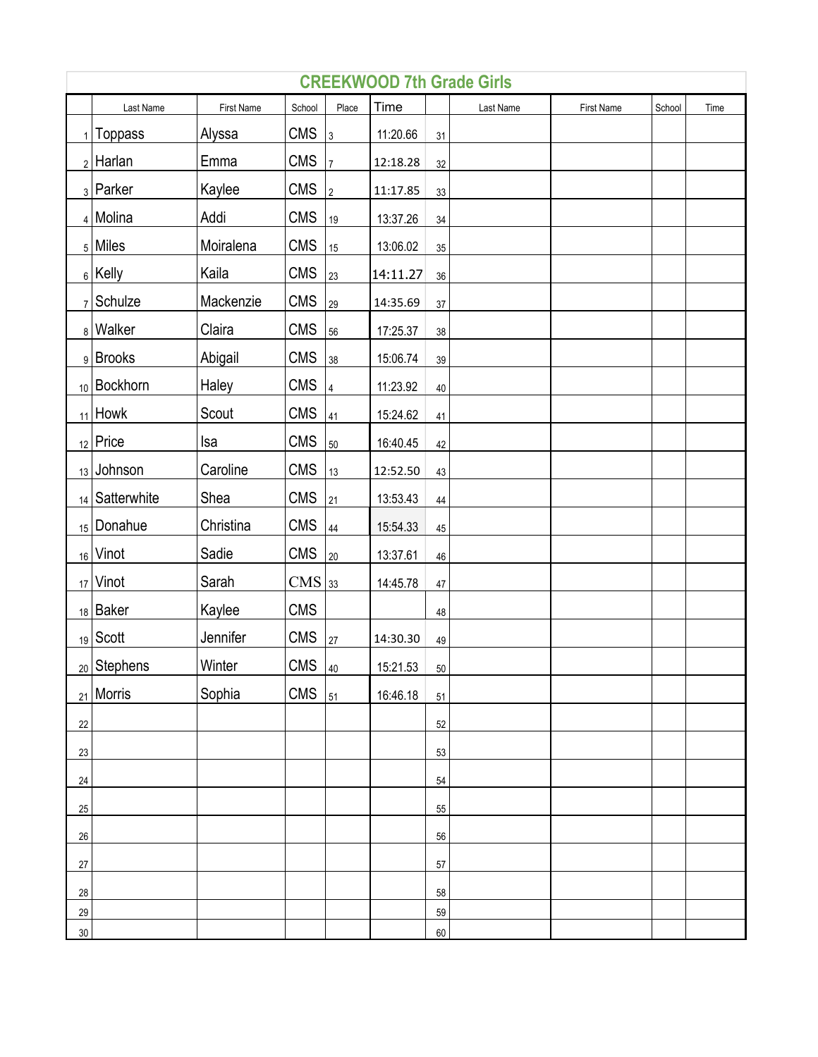## CREEKWOOD 7th Grade Girls

| | Last Name | First Name | School | Place | Time | | Last Name | First Name | School | Time |
|---|---|---|---|---|---|---|---|---|---|---|
| 1 | Toppass | Alyssa | CMS | 3 | 11:20.66 | 31 | | | | |
| 2 | Harlan | Emma | CMS | 7 | 12:18.28 | 32 | | | | |
| 3 | Parker | Kaylee | CMS | 2 | 11:17.85 | 33 | | | | |
| 4 | Molina | Addi | CMS | 19 | 13:37.26 | 34 | | | | |
| 5 | Miles | Moiralena | CMS | 15 | 13:06.02 | 35 | | | | |
| 6 | Kelly | Kaila | CMS | 23 | 14:11.27 | 36 | | | | |
| 7 | Schulze | Mackenzie | CMS | 29 | 14:35.69 | 37 | | | | |
| 8 | Walker | Claira | CMS | 56 | 17:25.37 | 38 | | | | |
| 9 | Brooks | Abigail | CMS | 38 | 15:06.74 | 39 | | | | |
| 10 | Bockhorn | Haley | CMS | 4 | 11:23.92 | 40 | | | | |
| 11 | Howk | Scout | CMS | 41 | 15:24.62 | 41 | | | | |
| 12 | Price | Isa | CMS | 50 | 16:40.45 | 42 | | | | |
| 13 | Johnson | Caroline | CMS | 13 | 12:52.50 | 43 | | | | |
| 14 | Satterwhite | Shea | CMS | 21 | 13:53.43 | 44 | | | | |
| 15 | Donahue | Christina | CMS | 44 | 15:54.33 | 45 | | | | |
| 16 | Vinot | Sadie | CMS | 20 | 13:37.61 | 46 | | | | |
| 17 | Vinot | Sarah | CMS | 33 | 14:45.78 | 47 | | | | |
| 18 | Baker | Kaylee | CMS | | | 48 | | | | |
| 19 | Scott | Jennifer | CMS | 27 | 14:30.30 | 49 | | | | |
| 20 | Stephens | Winter | CMS | 40 | 15:21.53 | 50 | | | | |
| 21 | Morris | Sophia | CMS | 51 | 16:46.18 | 51 | | | | |
| 22 | | | | | | 52 | | | | |
| 23 | | | | | | 53 | | | | |
| 24 | | | | | | 54 | | | | |
| 25 | | | | | | 55 | | | | |
| 26 | | | | | | 56 | | | | |
| 27 | | | | | | 57 | | | | |
| 28 | | | | | | 58 | | | | |
| 29 | | | | | | 59 | | | | |
| 30 | | | | | | 60 | | | | |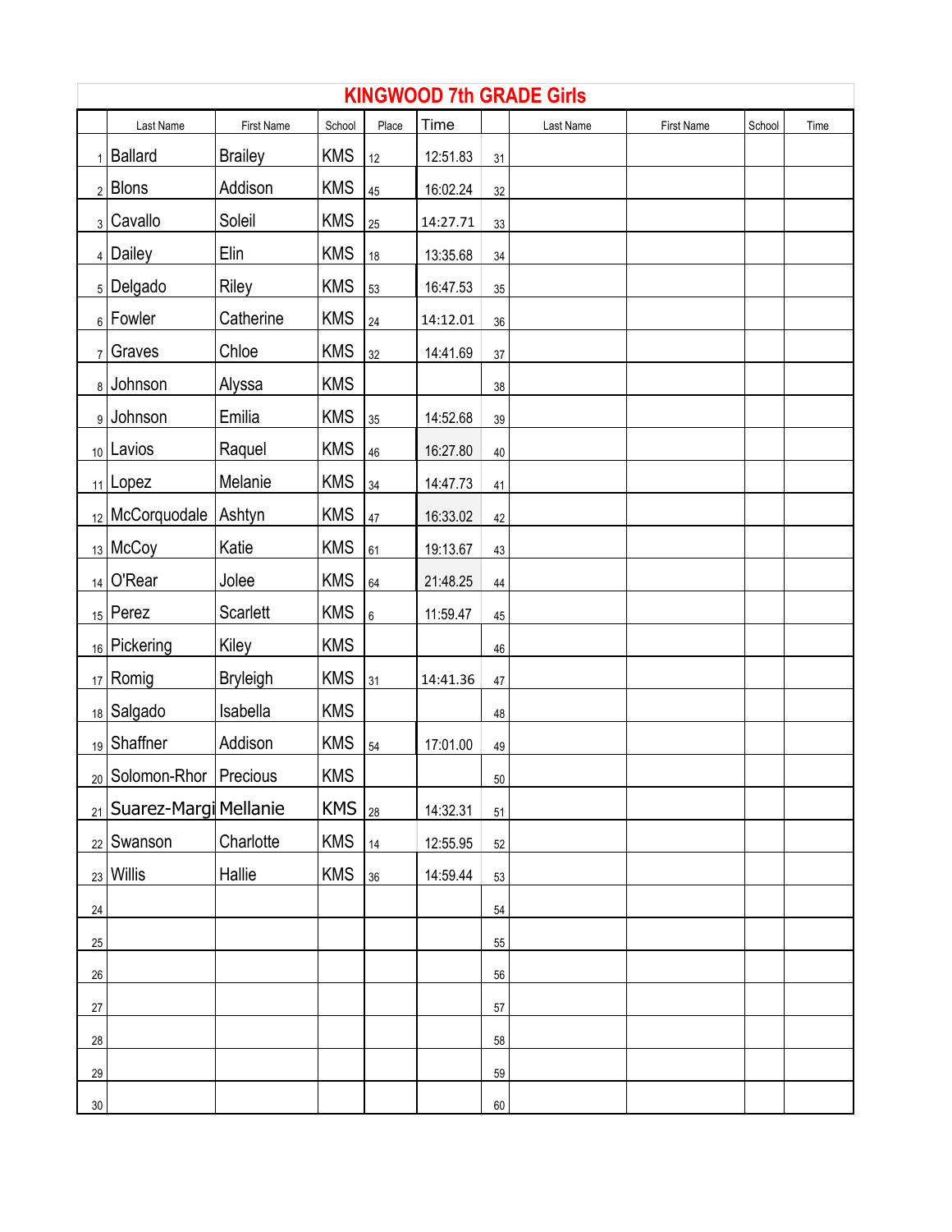# KINGWOOD 7th GRADE Girls

| | Last Name | First Name | School | Place | Time | | Last Name | First Name | School | Time |
|---|---|---|---|---|---|---|---|---|---|---|
| 1 | Ballard | Brailey | KMS | 12 | 12:51.83 | 31 | | | | |
| 2 | Blons | Addison | KMS | 45 | 16:02.24 | 32 | | | | |
| 3 | Cavallo | Soleil | KMS | 25 | 14:27.71 | 33 | | | | |
| 4 | Dailey | Elin | KMS | 18 | 13:35.68 | 34 | | | | |
| 5 | Delgado | Riley | KMS | 53 | 16:47.53 | 35 | | | | |
| 6 | Fowler | Catherine | KMS | 24 | 14:12.01 | 36 | | | | |
| 7 | Graves | Chloe | KMS | 32 | 14:41.69 | 37 | | | | |
| 8 | Johnson | Alyssa | KMS | | | 38 | | | | |
| 9 | Johnson | Emilia | KMS | 35 | 14:52.68 | 39 | | | | |
| 10 | Lavios | Raquel | KMS | 46 | 16:27.80 | 40 | | | | |
| 11 | Lopez | Melanie | KMS | 34 | 14:47.73 | 41 | | | | |
| 12 | McCorquodale | Ashtyn | KMS | 47 | 16:33.02 | 42 | | | | |
| 13 | McCoy | Katie | KMS | 61 | 19:13.67 | 43 | | | | |
| 14 | O'Rear | Jolee | KMS | 64 | 21:48.25 | 44 | | | | |
| 15 | Perez | Scarlett | KMS | 6 | 11:59.47 | 45 | | | | |
| 16 | Pickering | Kiley | KMS | | | 46 | | | | |
| 17 | Romig | Bryleigh | KMS | 31 | 14:41.36 | 47 | | | | |
| 18 | Salgado | Isabella | KMS | | | 48 | | | | |
| 19 | Shaffner | Addison | KMS | 54 | 17:01.00 | 49 | | | | |
| 20 | Solomon-Rhor | Precious | KMS | | | 50 | | | | |
| 21 | Suarez-Margi | Mellanie | KMS | 28 | 14:32.31 | 51 | | | | |
| 22 | Swanson | Charlotte | KMS | 14 | 12:55.95 | 52 | | | | |
| 23 | Willis | Hallie | KMS | 36 | 14:59.44 | 53 | | | | |
| 24 | | | | | | 54 | | | | |
| 25 | | | | | | 55 | | | | |
| 26 | | | | | | 56 | | | | |
| 27 | | | | | | 57 | | | | |
| 28 | | | | | | 58 | | | | |
| 29 | | | | | | 59 | | | | |
| 30 | | | | | | 60 | | | | |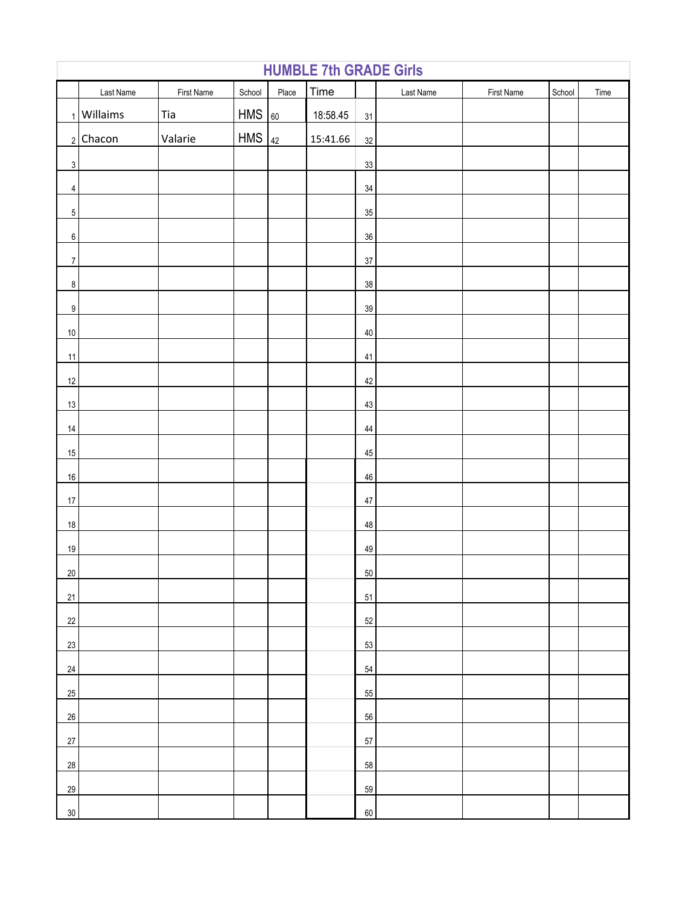# HUMBLE 7th GRADE Girls

| | Last Name | First Name | School | Place | Time | | Last Name | First Name | School | Time |
|---|---|---|---|---|---|---|---|---|---|---|
| 1 | Willaims | Tia | HMS | 60 | 18:58.45 | 31 | | | | |
| 2 | Chacon | Valarie | HMS | 42 | 15:41.66 | 32 | | | | |
| 3 | | | | | | 33 | | | | |
| 4 | | | | | | 34 | | | | |
| 5 | | | | | | 35 | | | | |
| 6 | | | | | | 36 | | | | |
| 7 | | | | | | 37 | | | | |
| 8 | | | | | | 38 | | | | |
| 9 | | | | | | 39 | | | | |
| 10 | | | | | | 40 | | | | |
| 11 | | | | | | 41 | | | | |
| 12 | | | | | | 42 | | | | |
| 13 | | | | | | 43 | | | | |
| 14 | | | | | | 44 | | | | |
| 15 | | | | | | 45 | | | | |
| 16 | | | | | | 46 | | | | |
| 17 | | | | | | 47 | | | | |
| 18 | | | | | | 48 | | | | |
| 19 | | | | | | 49 | | | | |
| 20 | | | | | | 50 | | | | |
| 21 | | | | | | 51 | | | | |
| 22 | | | | | | 52 | | | | |
| 23 | | | | | | 53 | | | | |
| 24 | | | | | | 54 | | | | |
| 25 | | | | | | 55 | | | | |
| 26 | | | | | | 56 | | | | |
| 27 | | | | | | 57 | | | | |
| 28 | | | | | | 58 | | | | |
| 29 | | | | | | 59 | | | | |
| 30 | | | | | | 60 | | | | |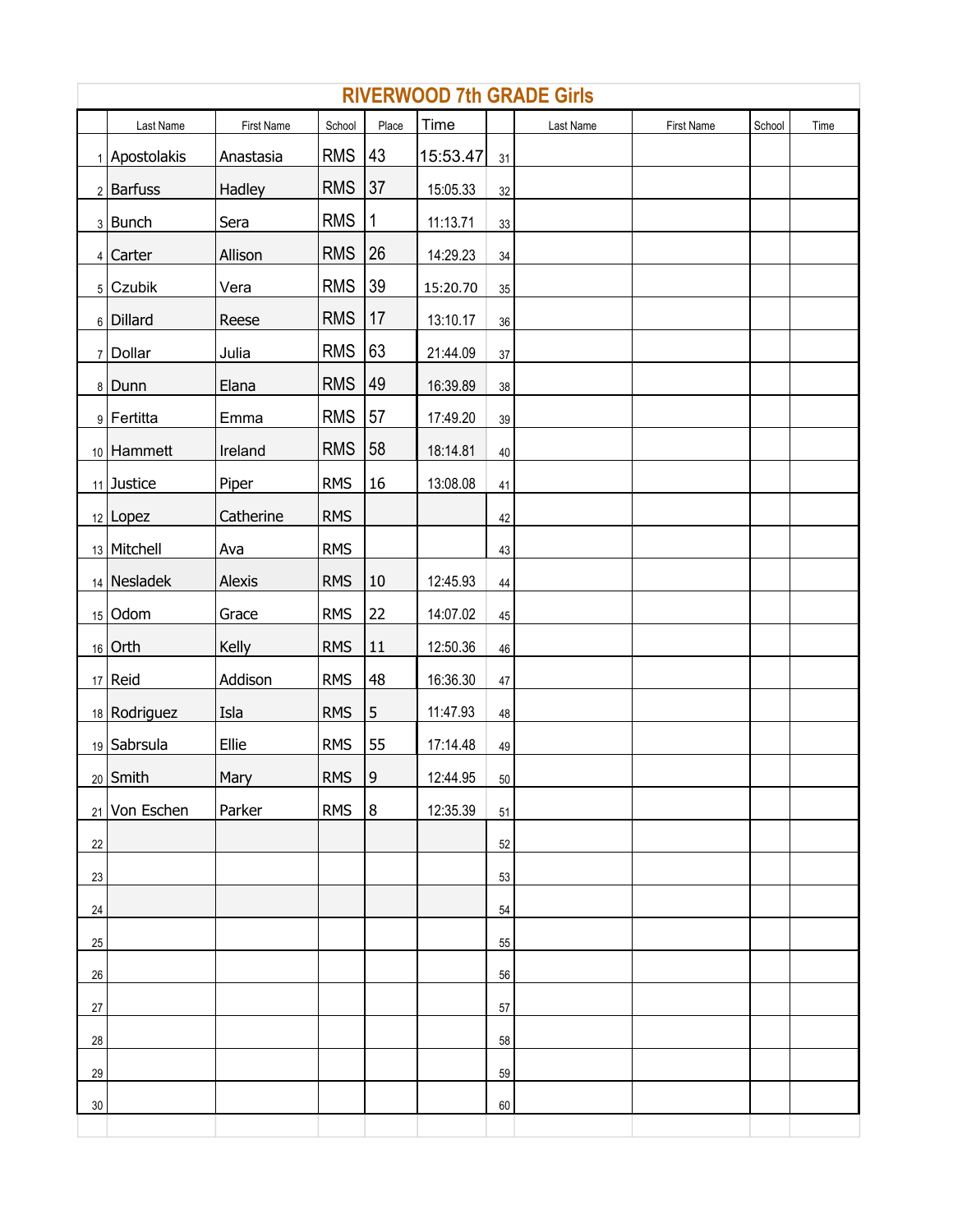# RIVERWOOD 7th GRADE Girls

| | Last Name | First Name | School | Place | Time | | Last Name | First Name | School | Time |
|---|---|---|---|---|---|---|---|---|---|---|
| 1 | Apostolakis | Anastasia | RMS | 43 | 15:53.47 | 31 | | | | |
| 2 | Barfuss | Hadley | RMS | 37 | 15:05.33 | 32 | | | | |
| 3 | Bunch | Sera | RMS | 1 | 11:13.71 | 33 | | | | |
| 4 | Carter | Allison | RMS | 26 | 14:29.23 | 34 | | | | |
| 5 | Czubik | Vera | RMS | 39 | 15:20.70 | 35 | | | | |
| 6 | Dillard | Reese | RMS | 17 | 13:10.17 | 36 | | | | |
| 7 | Dollar | Julia | RMS | 63 | 21:44.09 | 37 | | | | |
| 8 | Dunn | Elana | RMS | 49 | 16:39.89 | 38 | | | | |
| 9 | Fertitta | Emma | RMS | 57 | 17:49.20 | 39 | | | | |
| 10 | Hammett | Ireland | RMS | 58 | 18:14.81 | 40 | | | | |
| 11 | Justice | Piper | RMS | 16 | 13:08.08 | 41 | | | | |
| 12 | Lopez | Catherine | RMS | | | 42 | | | | |
| 13 | Mitchell | Ava | RMS | | | 43 | | | | |
| 14 | Nesladek | Alexis | RMS | 10 | 12:45.93 | 44 | | | | |
| 15 | Odom | Grace | RMS | 22 | 14:07.02 | 45 | | | | |
| 16 | Orth | Kelly | RMS | 11 | 12:50.36 | 46 | | | | |
| 17 | Reid | Addison | RMS | 48 | 16:36.30 | 47 | | | | |
| 18 | Rodriguez | Isla | RMS | 5 | 11:47.93 | 48 | | | | |
| 19 | Sabrsula | Ellie | RMS | 55 | 17:14.48 | 49 | | | | |
| 20 | Smith | Mary | RMS | 9 | 12:44.95 | 50 | | | | |
| 21 | Von Eschen | Parker | RMS | 8 | 12:35.39 | 51 | | | | |
| 22 | | | | | | 52 | | | | |
| 23 | | | | | | 53 | | | | |
| 24 | | | | | | 54 | | | | |
| 25 | | | | | | 55 | | | | |
| 26 | | | | | | 56 | | | | |
| 27 | | | | | | 57 | | | | |
| 28 | | | | | | 58 | | | | |
| 29 | | | | | | 59 | | | | |
| 30 | | | | | | 60 | | | | |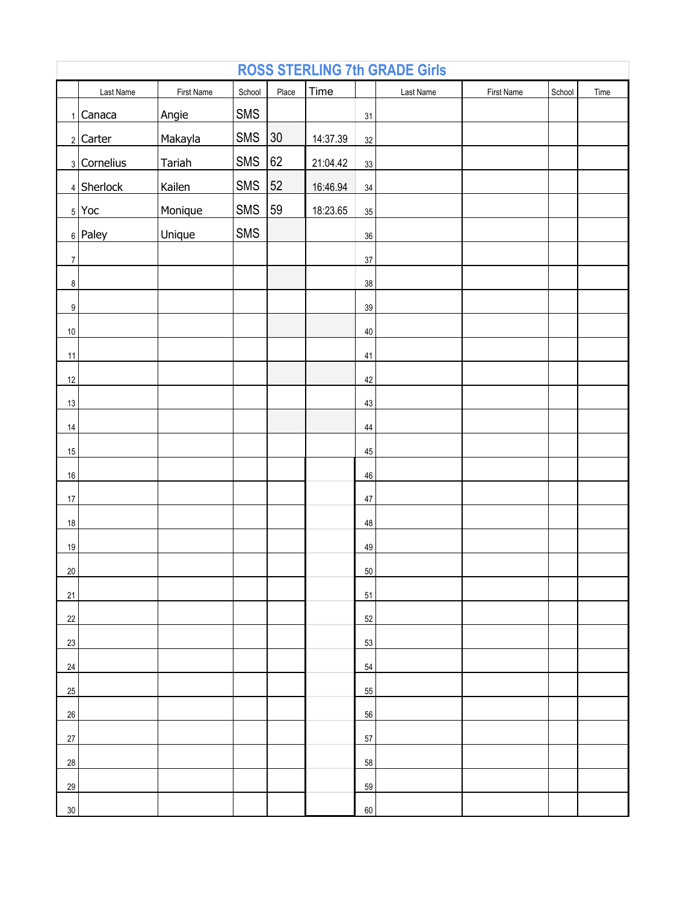# ROSS STERLING 7th GRADE Girls

| | Last Name | First Name | School | Place | Time | | Last Name | First Name | School | Time |
|---|---|---|---|---|---|---|---|---|---|---|
| 1 | Canaca | Angie | SMS | | | 31 | | | | |
| 2 | Carter | Makayla | SMS | 30 | 14:37.39 | 32 | | | | |
| 3 | Cornelius | Tariah | SMS | 62 | 21:04.42 | 33 | | | | |
| 4 | Sherlock | Kailen | SMS | 52 | 16:46.94 | 34 | | | | |
| 5 | Yoc | Monique | SMS | 59 | 18:23.65 | 35 | | | | |
| 6 | Paley | Unique | SMS | | | 36 | | | | |
| 7 | | | | | | 37 | | | | |
| 8 | | | | | | 38 | | | | |
| 9 | | | | | | 39 | | | | |
| 10 | | | | | | 40 | | | | |
| 11 | | | | | | 41 | | | | |
| 12 | | | | | | 42 | | | | |
| 13 | | | | | | 43 | | | | |
| 14 | | | | | | 44 | | | | |
| 15 | | | | | | 45 | | | | |
| 16 | | | | | | 46 | | | | |
| 17 | | | | | | 47 | | | | |
| 18 | | | | | | 48 | | | | |
| 19 | | | | | | 49 | | | | |
| 20 | | | | | | 50 | | | | |
| 21 | | | | | | 51 | | | | |
| 22 | | | | | | 52 | | | | |
| 23 | | | | | | 53 | | | | |
| 24 | | | | | | 54 | | | | |
| 25 | | | | | | 55 | | | | |
| 26 | | | | | | 56 | | | | |
| 27 | | | | | | 57 | | | | |
| 28 | | | | | | 58 | | | | |
| 29 | | | | | | 59 | | | | |
| 30 | | | | | | 60 | | | | |